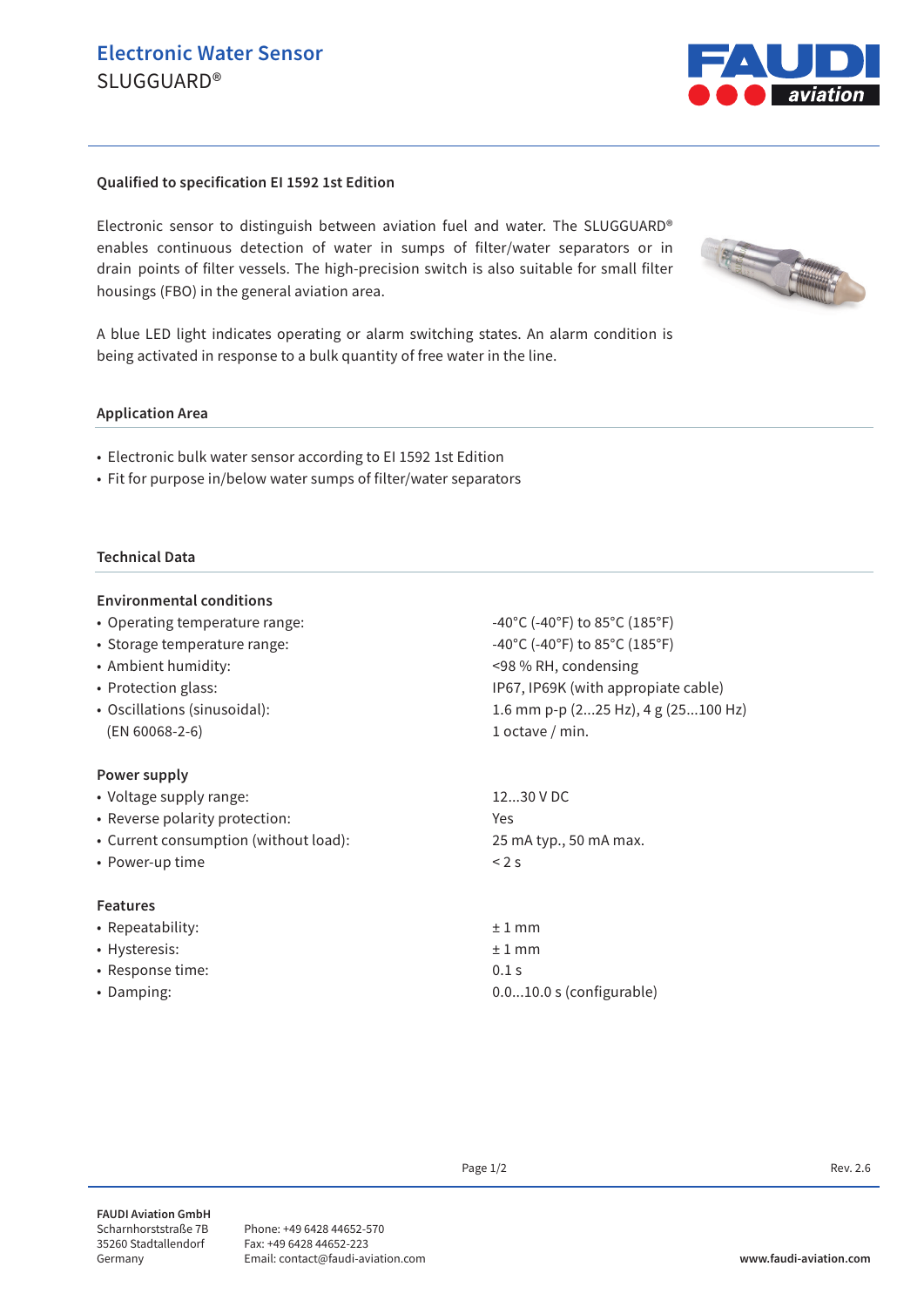# Electronic Water Sensor

SLUGGUARD®

**Qualified to specification EI 1592 1st Edition**

Electronic sensor to distinguish between aviation fuel and water. The SLUGGUARD® enables continuous detection of water in sumps of filter/water separators or in drain points of filter vessels. The high-precision switch is also suitable for small filter housings (FBO) in the general aviation area.

A blue LED light indicates operating or alarm switching states. An alarm condition is being activated in response to a bulk quantity of free water in the line.

## Application Area

- Electronic bulk water sensor according to EI 1592 1st Edition
- Fit for purpose in/below water sumps of filter/water separators

## Technical Data

### Environmental conditions

| | |
|---|---|
| • Operating temperature range: | -40°C (-40°F) to 85°C (185°F) |
| • Storage temperature range: | -40°C (-40°F) to 85°C (185°F) |
| • Ambient humidity: | <98 % RH, condensing |
| • Protection glass: | IP67, IP69K (with appropiate cable) |
| • Oscillations (sinusoidal): (EN 60068-2-6) | 1.6 mm p-p (2...25 Hz), 4 g (25...100 Hz) 1 octave / min. |

### Power supply

| | |
|---|---|
| • Voltage supply range: | 12...30 V DC |
| • Reverse polarity protection: | Yes |
| • Current consumption (without load): | 25 mA typ., 50 mA max. |
| • Power-up time | < 2 s |

### Features

| | |
|---|---|
| • Repeatability: | ± 1 mm |
| • Hysteresis: | ± 1 mm |
| • Response time: | 0.1 s |
| • Damping: | 0.0...10.0 s (configurable) |

Rev. 2.6

**FAUDI Aviation GmbH**
Scharnhorststraße 7B
35260 Stadtallendorf
Germany

Phone: +49 6428 44652-570
Fax: +49 6428 44652-223
Email: contact@faudi-aviation.com

**www.faudi-aviation.com**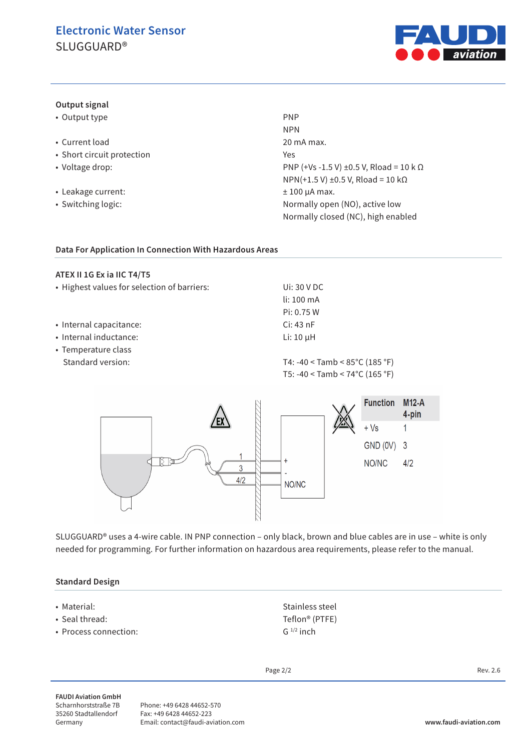# Electronic Water Sensor

SLUGGUARD®

## Output signal

| | |
|---|---|
| • Output type | PNP<br>NPN |
| • Current load | 20 mA max. |
| • Short circuit protection | Yes |
| • Voltage drop: | PNP (+Vs -1.5 V) ±0.5 V, Rload = 10 k Ω<br>NPN(+1.5 V) ±0.5 V, Rload = 10 kΩ |
| • Leakage current: | ± 100 µA max. |
| • Switching logic: | Normally open (NO), active low<br>Normally closed (NC), high enabled |

## Data For Application In Connection With Hazardous Areas

### ATEX II 1G Ex ia IIC T4/T5

| | |
|---|---|
| • Highest values for selection of barriers: | Ui: 30 V DC<br>Ii: 100 mA<br>Pi: 0.75 W |
| • Internal capacitance: | Ci: 43 nF |
| • Internal inductance: | Li: 10 µH |
| • Temperature class<br>Standard version: | T4: -40 < Tamb < 85°C (185 °F)<br>T5: -40 < Tamb < 74°C (165 °F) |

EX

1
3
4/2

+
-
NO/NC

| Function | M12-A 4-pin |
|---|---|
| + Vs | 1 |
| GND (0V) | 3 |
| NO/NC | 4/2 |

SLUGGUARD® uses a 4-wire cable. IN PNP connection – only black, brown and blue cables are in use – white is only needed for programming. For further information on hazardous area requirements, please refer to the manual.

## Standard Design

| | |
|---|---|
| • Material: | Stainless steel |
| • Seal thread: | Teflon® (PTFE) |
| • Process connection: | G $^{1/2}$ inch |

Rev. 2.6

**FAUDI Aviation GmbH**
Scharnhorststraße 7B
35260 Stadtallendorf
Germany

Phone: +49 6428 44652-570
Fax: +49 6428 44652-223
Email: contact@faudi-aviation.com

**www.faudi-aviation.com**